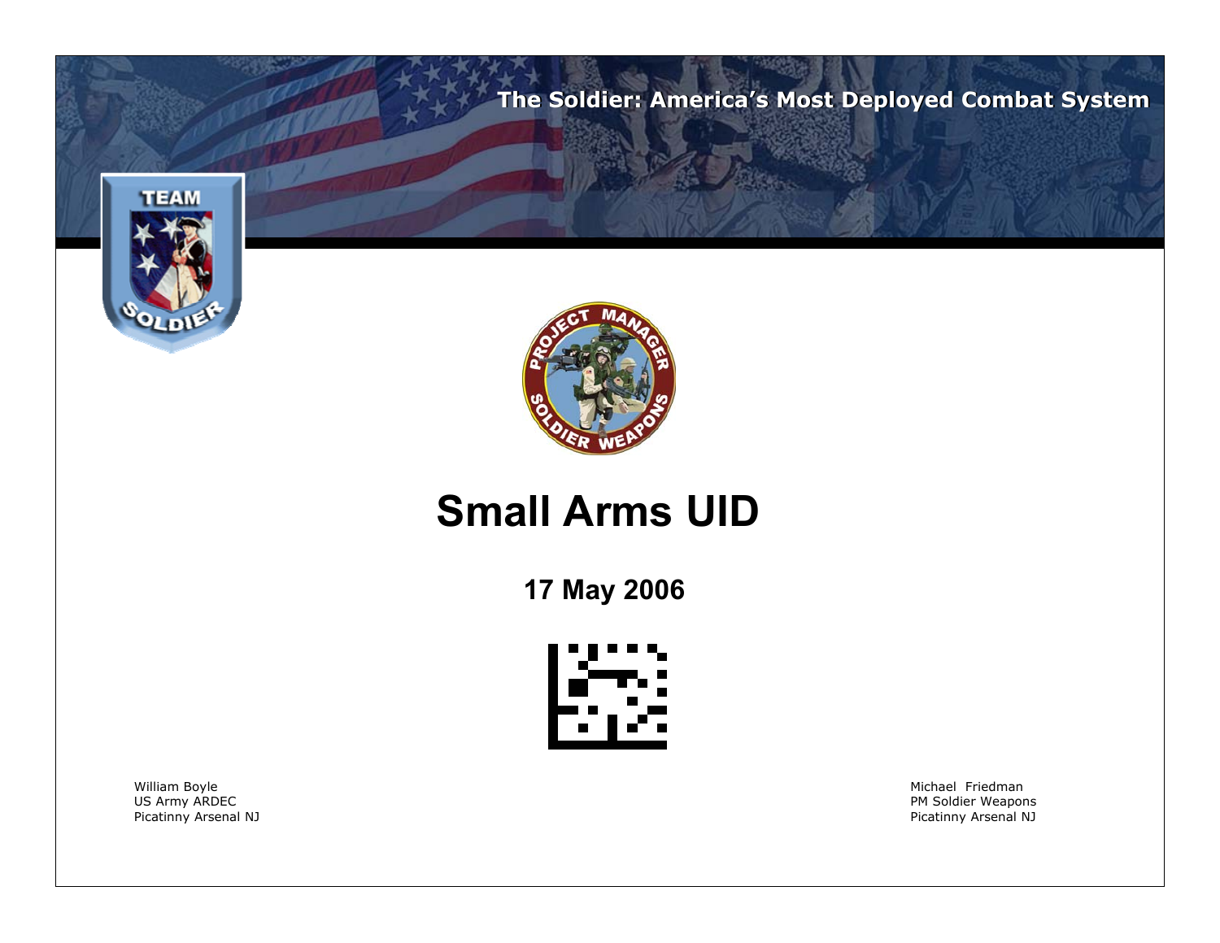The Soldier: America's Most Deployed Combat System

# Small Arms UID

**17 May 2006**

William Boyle
US Army ARDEC
Picatinny Arsenal NJ

Michael Friedman
PM Soldier Weapons
Picatinny Arsenal NJ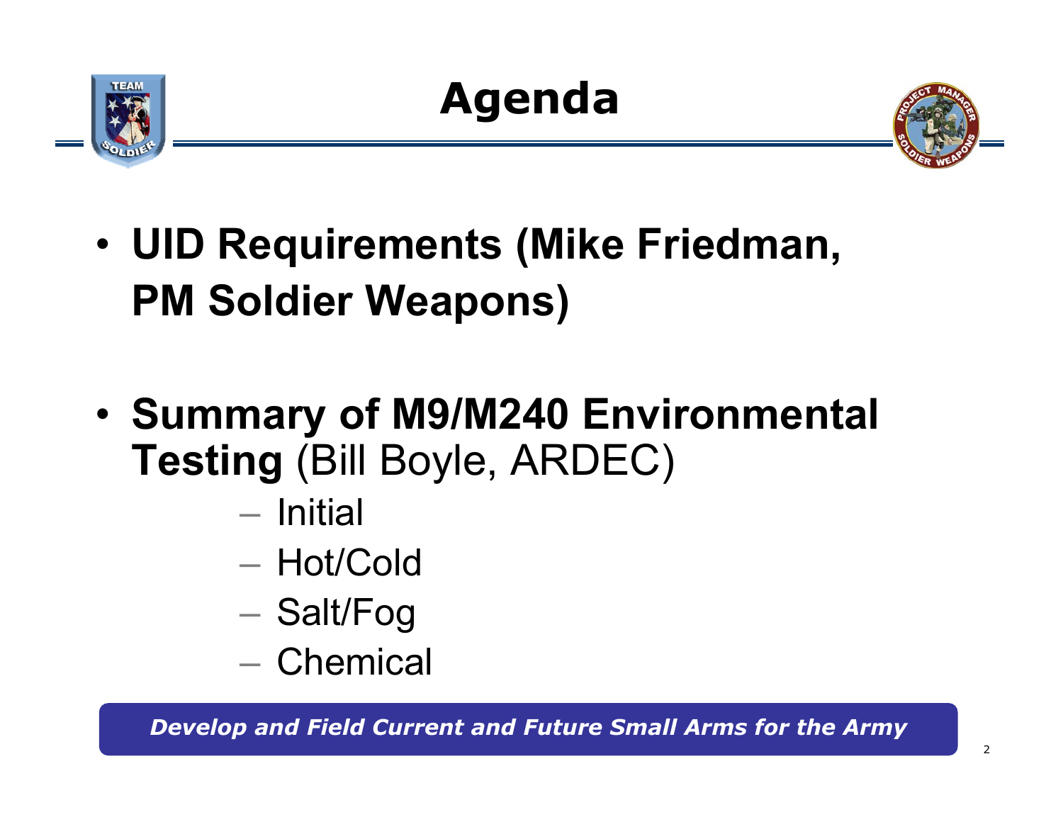# Agenda

- **UID Requirements (Mike Friedman, PM Soldier Weapons)**

- **Summary of M9/M240 Environmental Testing** (Bill Boyle, ARDEC)
  - Initial
  - Hot/Cold
  - Salt/Fog
  - Chemical

***Develop and Field Current and Future Small Arms for the Army***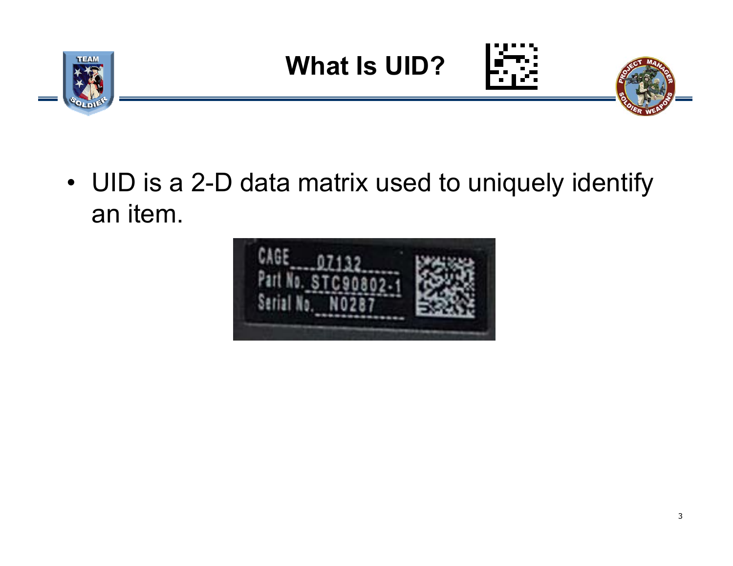# What Is UID?

- UID is a 2-D data matrix used to uniquely identify an item.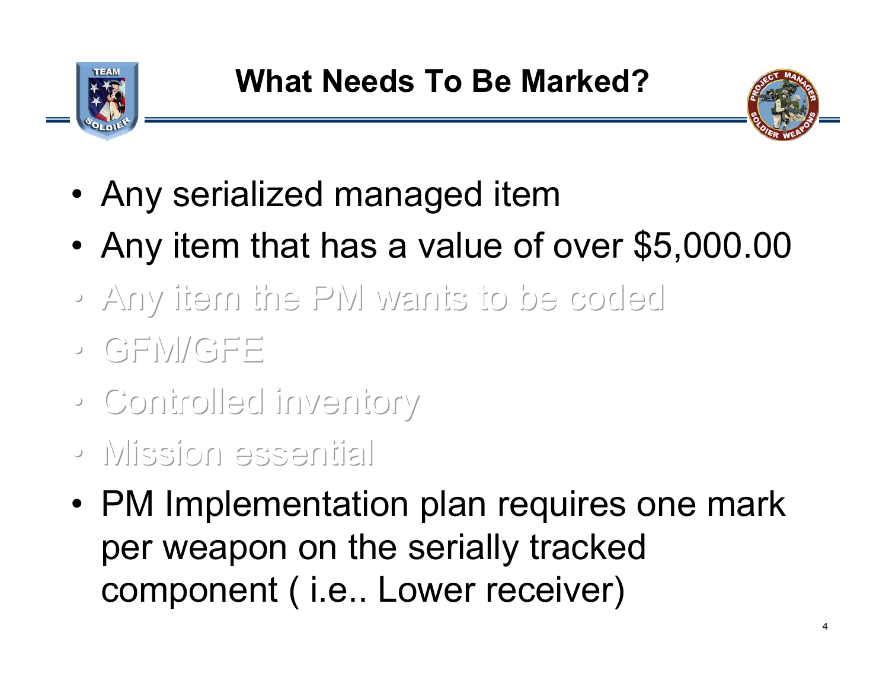# What Needs To Be Marked?

- Any serialized managed item
- Any item that has a value of over $5,000.00
- Any item the PM wants to be coded
- GFM/GFE
- Controlled inventory
- Mission essential
- PM Implementation plan requires one mark per weapon on the serially tracked component ( i.e.. Lower receiver)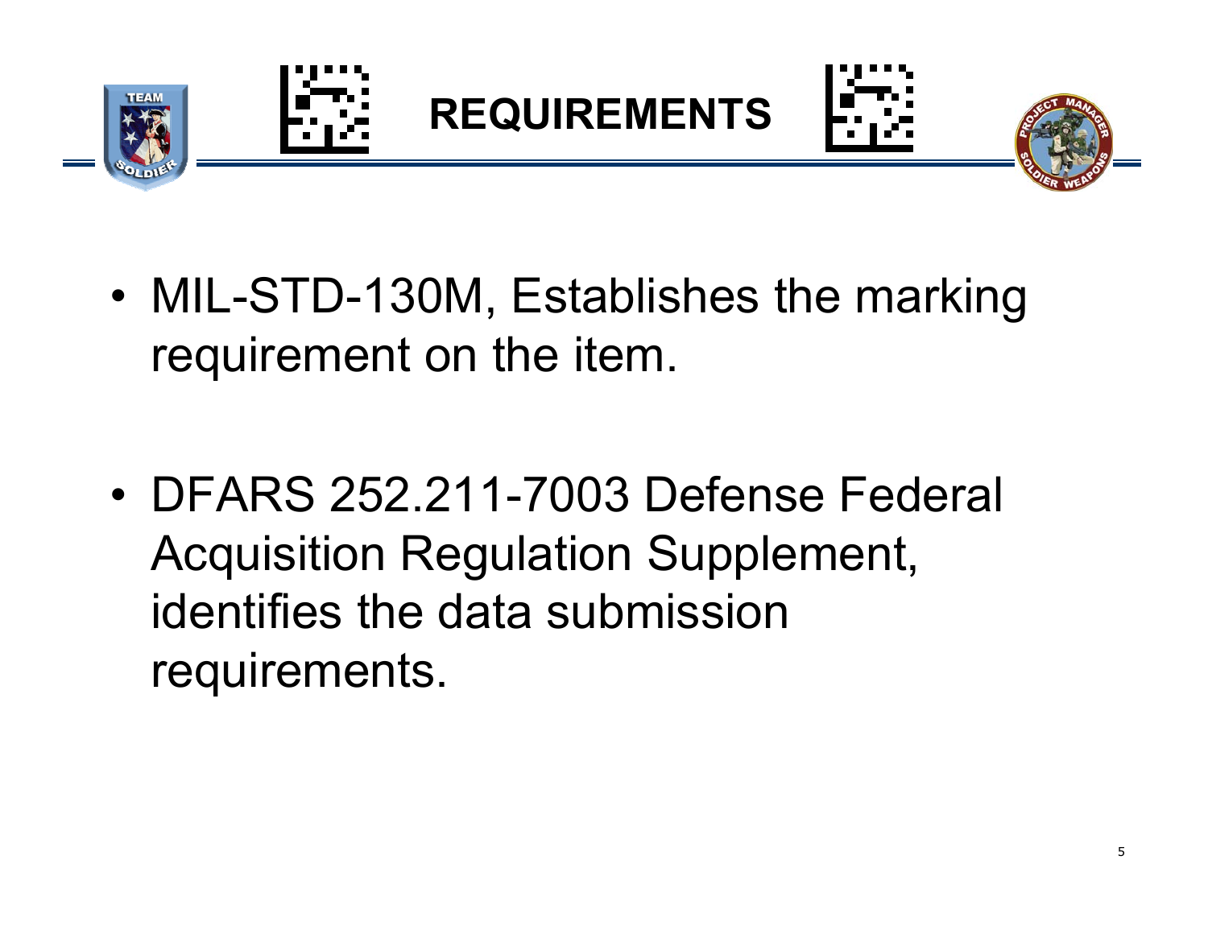# REQUIREMENTS

- MIL-STD-130M, Establishes the marking requirement on the item.

- DFARS 252.211-7003 Defense Federal Acquisition Regulation Supplement, identifies the data submission requirements.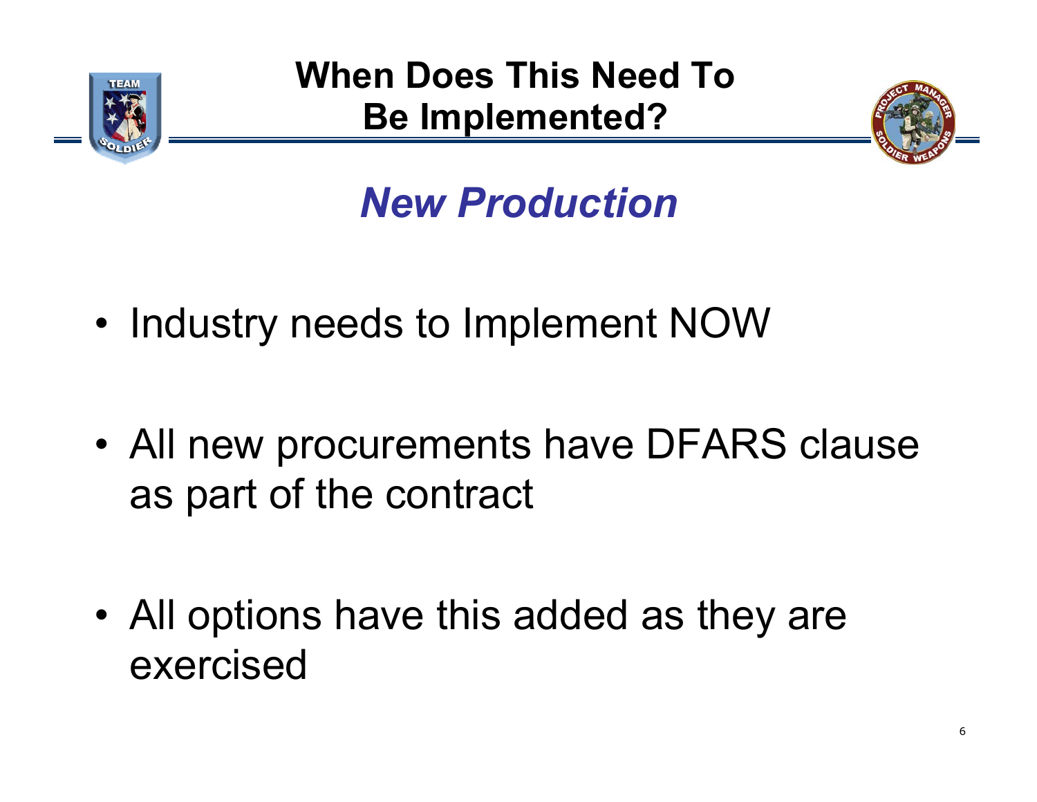# When Does This Need To Be Implemented?

## *New Production*

- Industry needs to Implement NOW
- All new procurements have DFARS clause as part of the contract
- All options have this added as they are exercised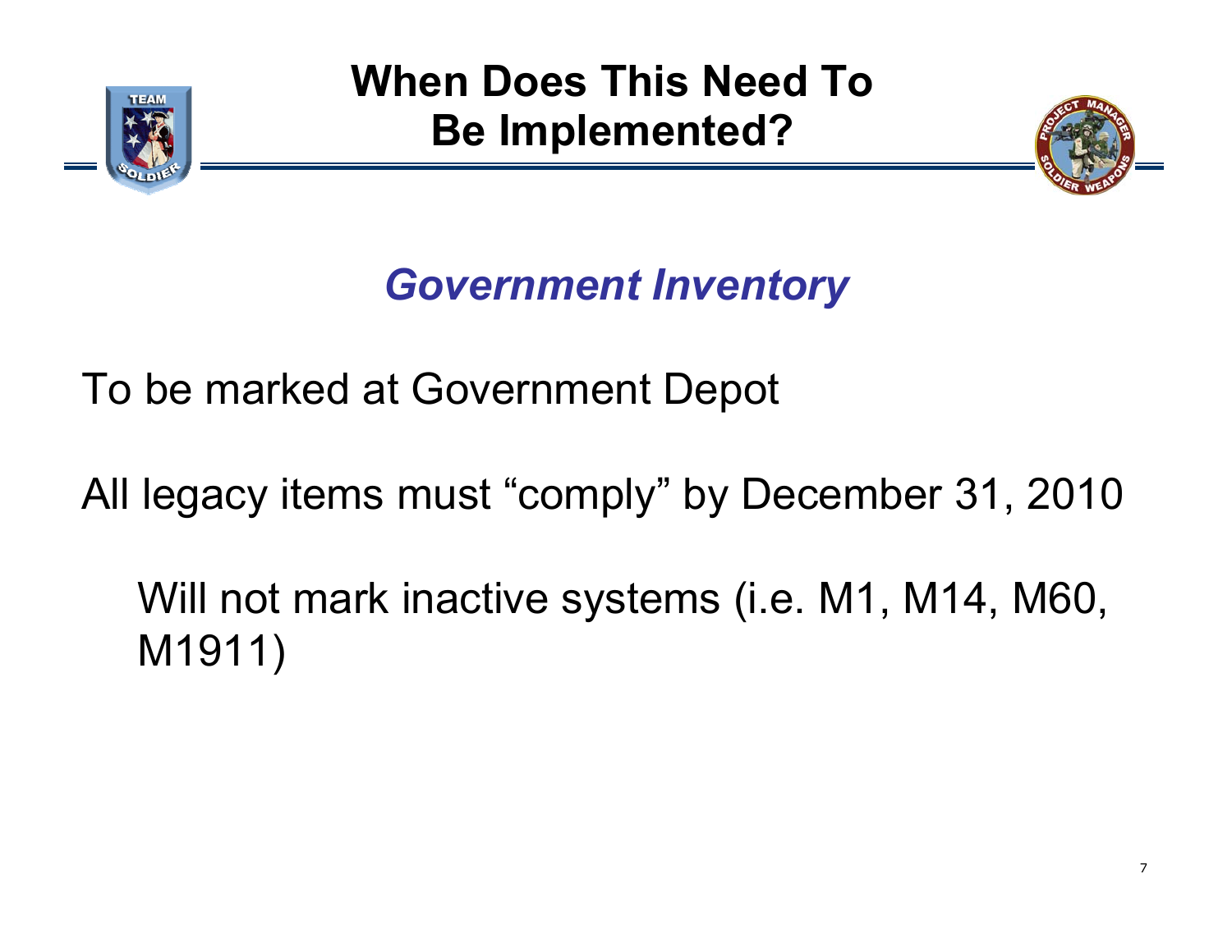# When Does This Need To Be Implemented?

## *Government Inventory*

To be marked at Government Depot

All legacy items must “comply” by December 31, 2010

Will not mark inactive systems (i.e. M1, M14, M60, M1911)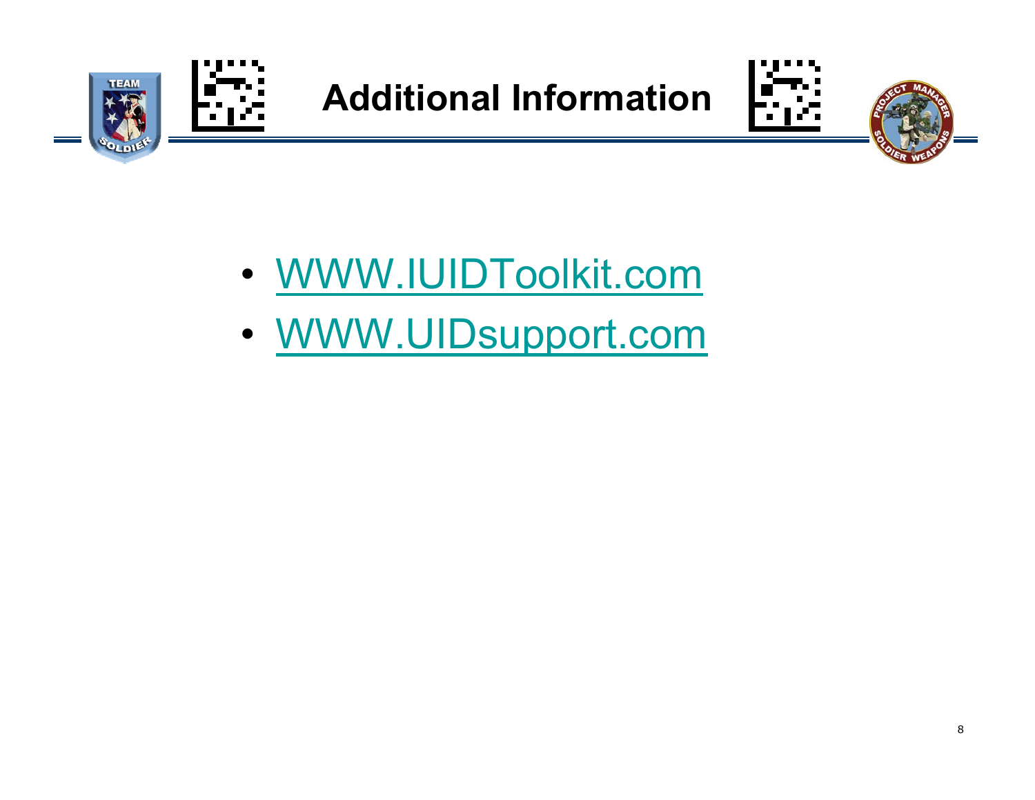# Additional Information

- WWW.IUIDToolkit.com
- WWW.UIDsupport.com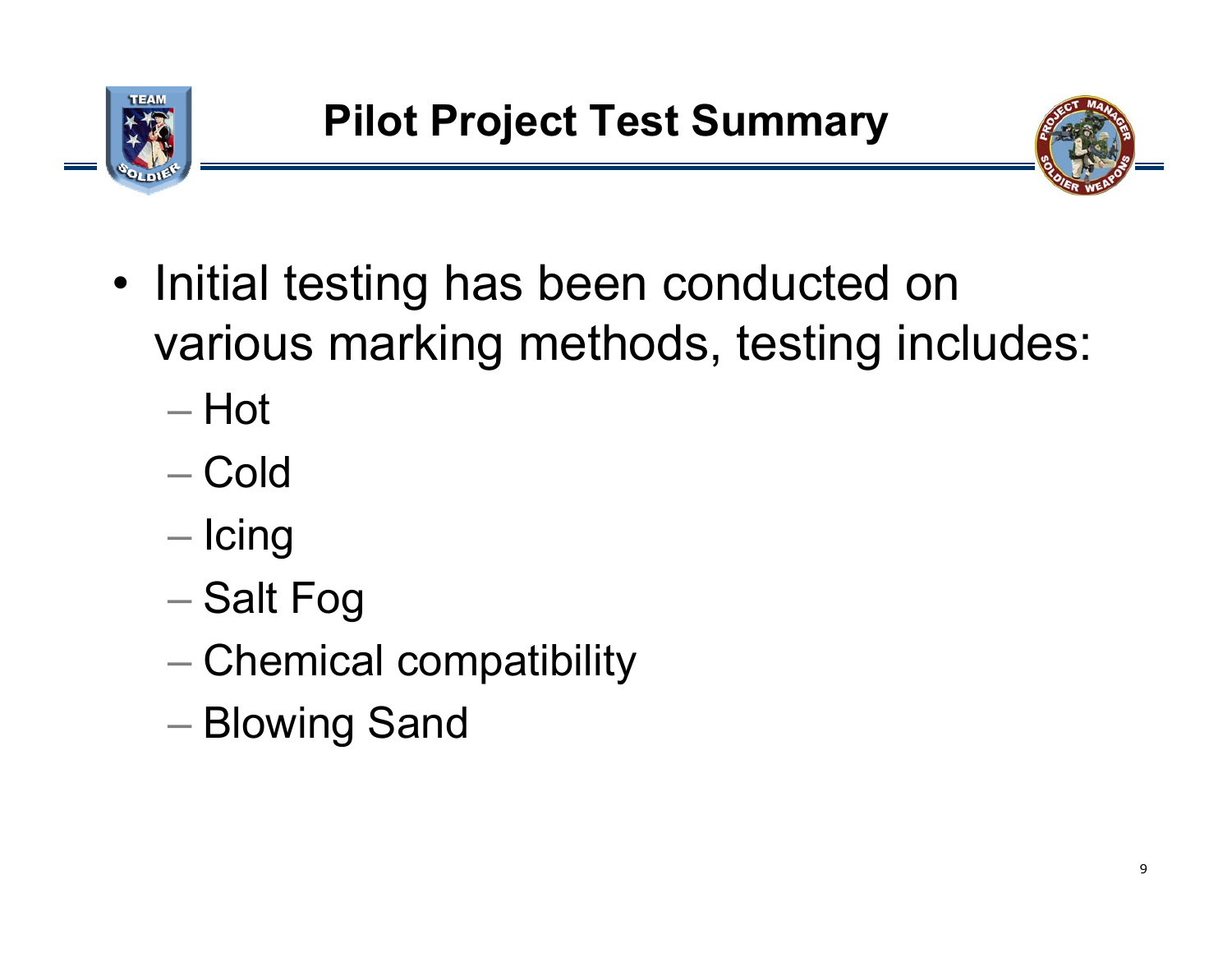# Pilot Project Test Summary

- Initial testing has been conducted on various marking methods, testing includes:
  - Hot
  - Cold
  - Icing
  - Salt Fog
  - Chemical compatibility
  - Blowing Sand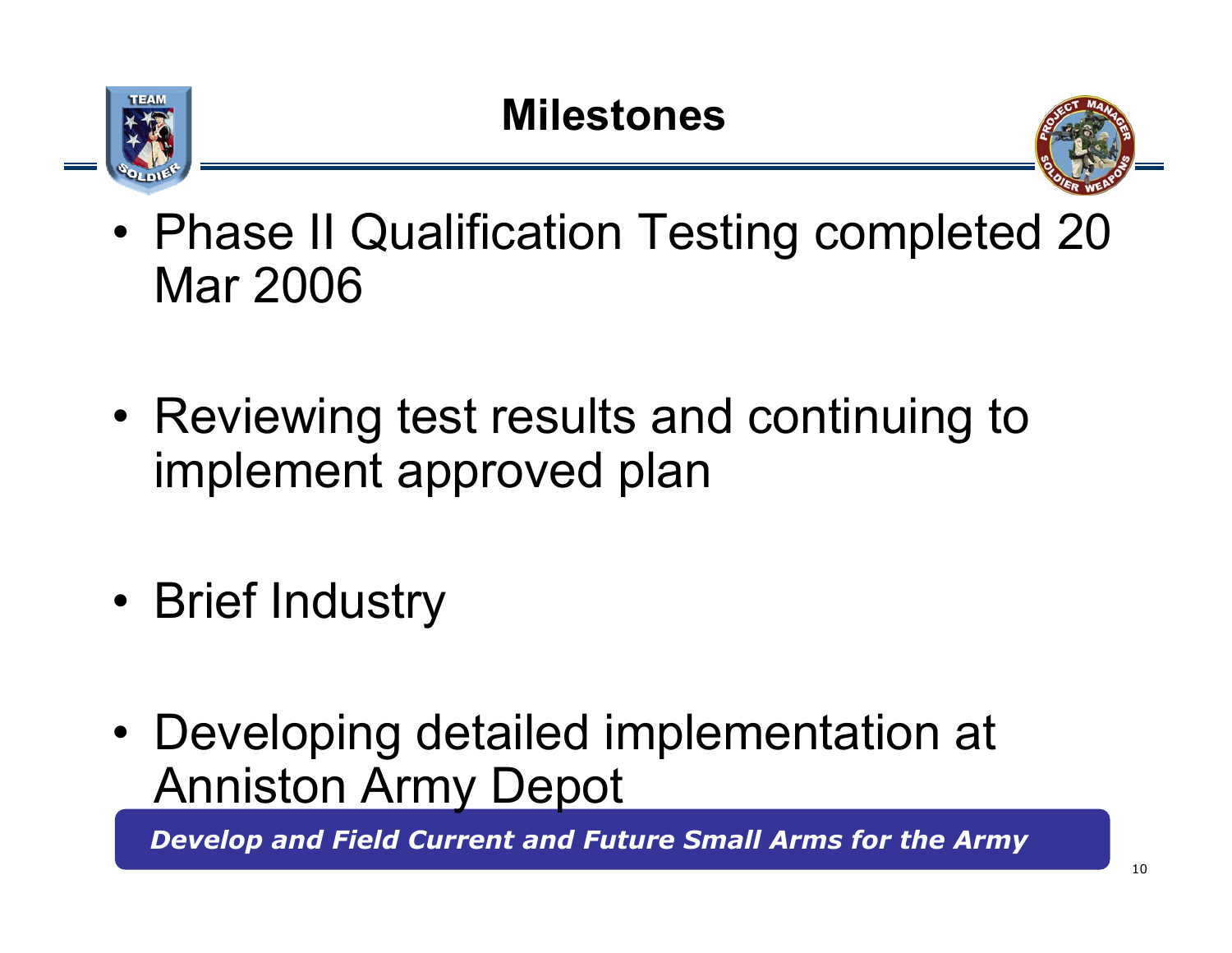# Milestones

- Phase II Qualification Testing completed 20 Mar 2006
- Reviewing test results and continuing to implement approved plan
- Brief Industry
- Developing detailed implementation at Anniston Army Depot

*Develop and Field Current and Future Small Arms for the Army*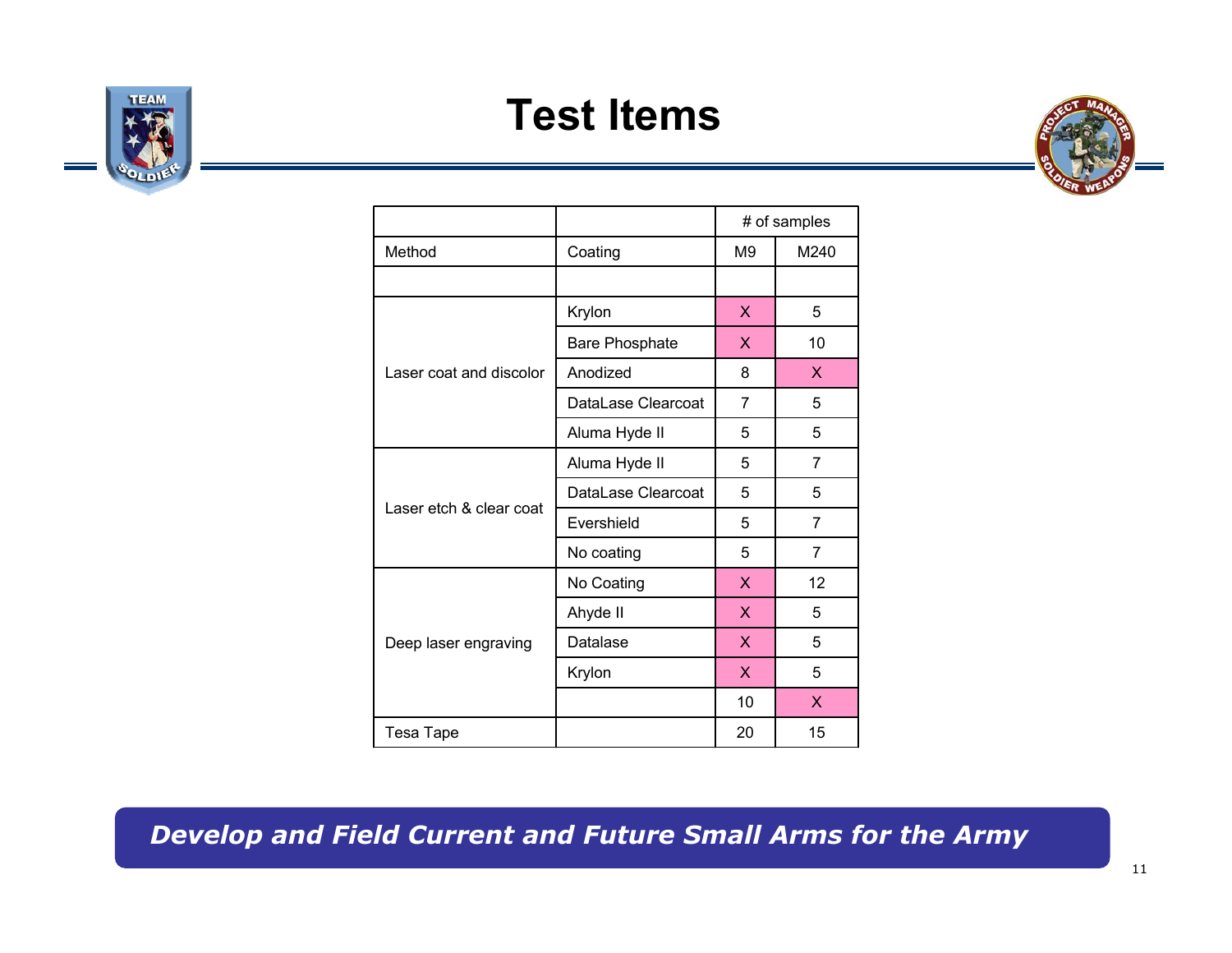# Test Items

| | | # of samples | |
|---|---|---|---|
| Method | Coating | M9 | M240 |
| | | | |
| Laser coat and discolor | Krylon | X | 5 |
| | Bare Phosphate | X | 10 |
| | Anodized | 8 | X |
| | DataLase Clearcoat | 7 | 5 |
| | Aluma Hyde II | 5 | 5 |
| Laser etch & clear coat | Aluma Hyde II | 5 | 7 |
| | DataLase Clearcoat | 5 | 5 |
| | Evershield | 5 | 7 |
| | No coating | 5 | 7 |
| Deep laser engraving | No Coating | X | 12 |
| | Ahyde II | X | 5 |
| | Datalase | X | 5 |
| | Krylon | X | 5 |
| | | 10 | X |
| Tesa Tape | | 20 | 15 |

*Develop and Field Current and Future Small Arms for the Army*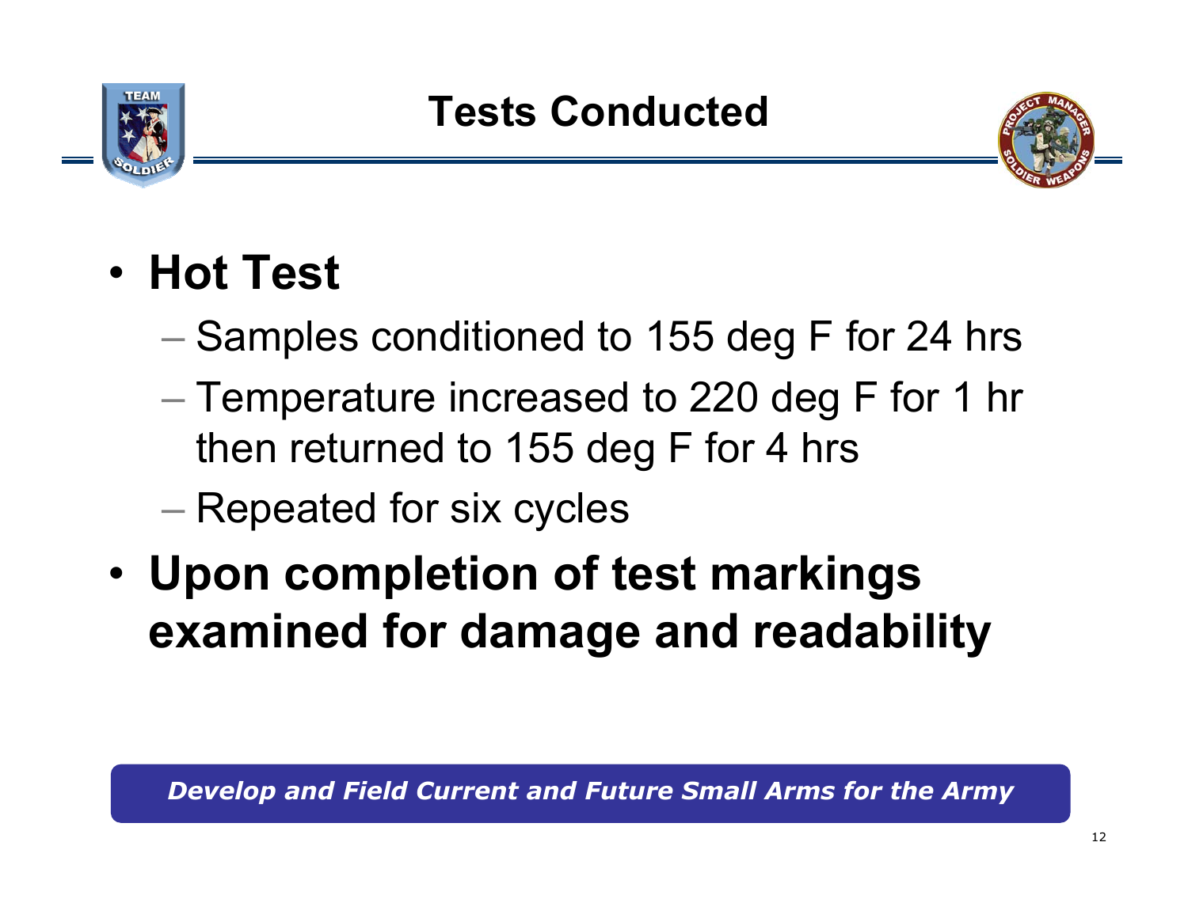# Tests Conducted

- **Hot Test**
  - Samples conditioned to 155 deg F for 24 hrs
  - Temperature increased to 220 deg F for 1 hr then returned to 155 deg F for 4 hrs
  - Repeated for six cycles
- **Upon completion of test markings examined for damage and readability**

*Develop and Field Current and Future Small Arms for the Army*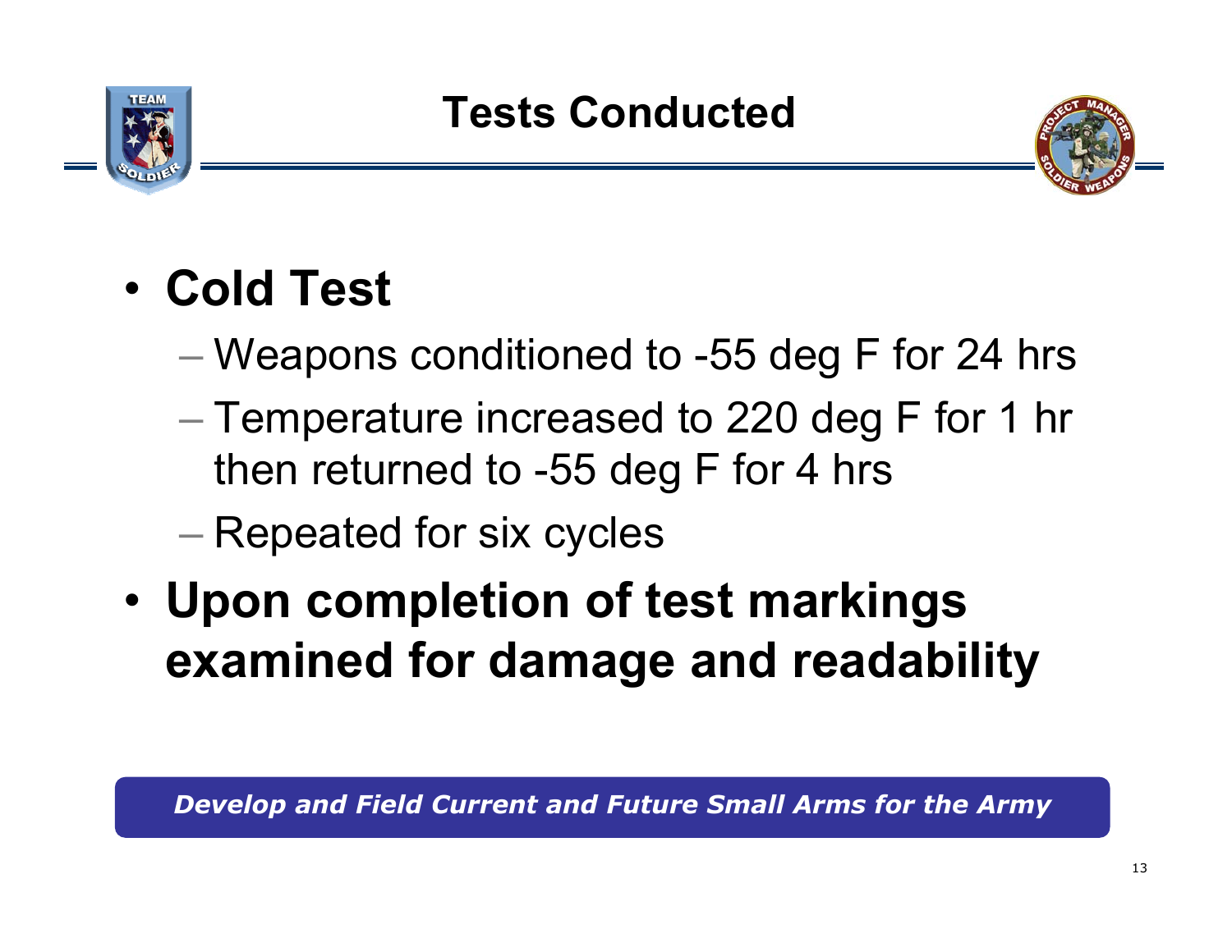# Tests Conducted

- **Cold Test**
  - Weapons conditioned to -55 deg F for 24 hrs
  - Temperature increased to 220 deg F for 1 hr then returned to -55 deg F for 4 hrs
  - Repeated for six cycles
- **Upon completion of test markings examined for damage and readability**

***Develop and Field Current and Future Small Arms for the Army***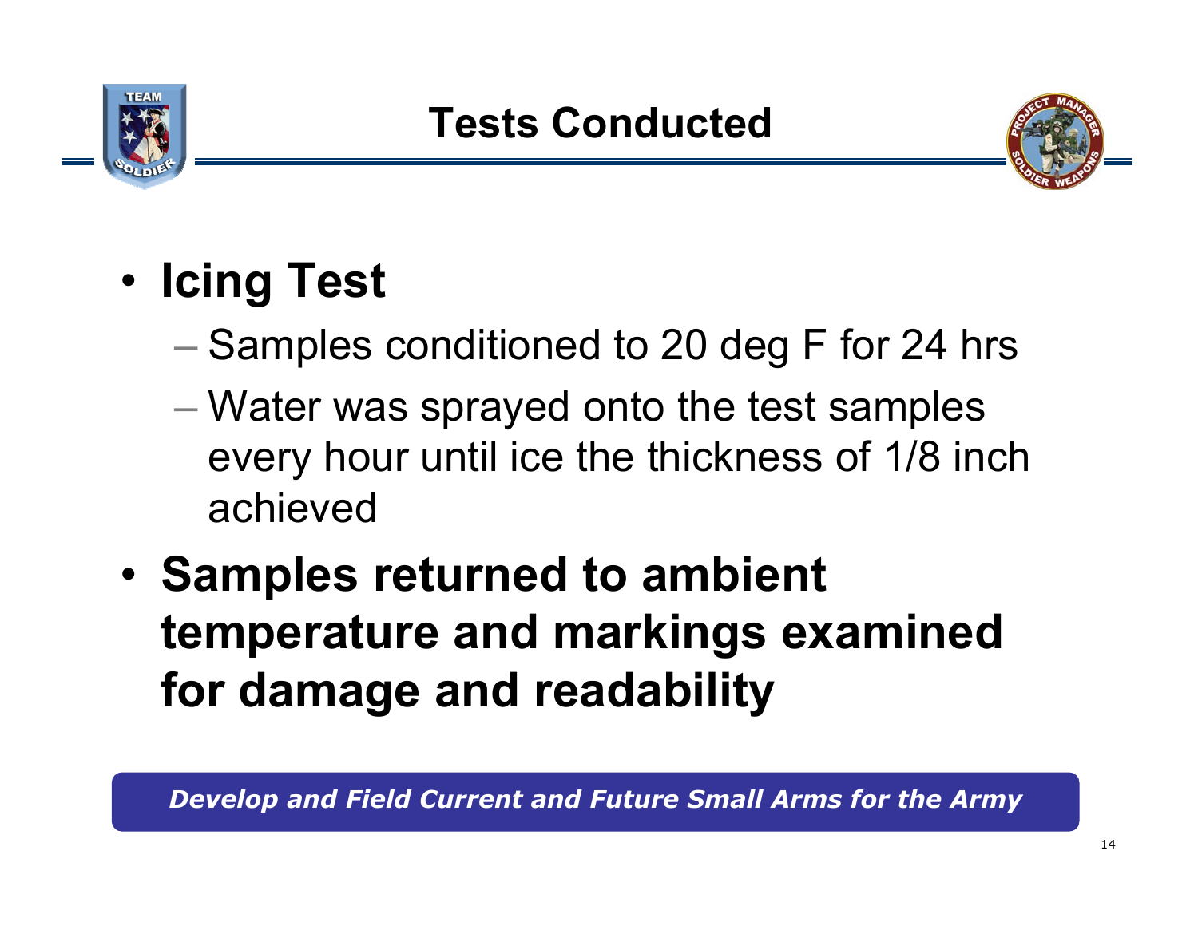# Tests Conducted

- **Icing Test**
  - Samples conditioned to 20 deg F for 24 hrs
  - Water was sprayed onto the test samples every hour until ice the thickness of 1/8 inch achieved
- **Samples returned to ambient temperature and markings examined for damage and readability**

*Develop and Field Current and Future Small Arms for the Army*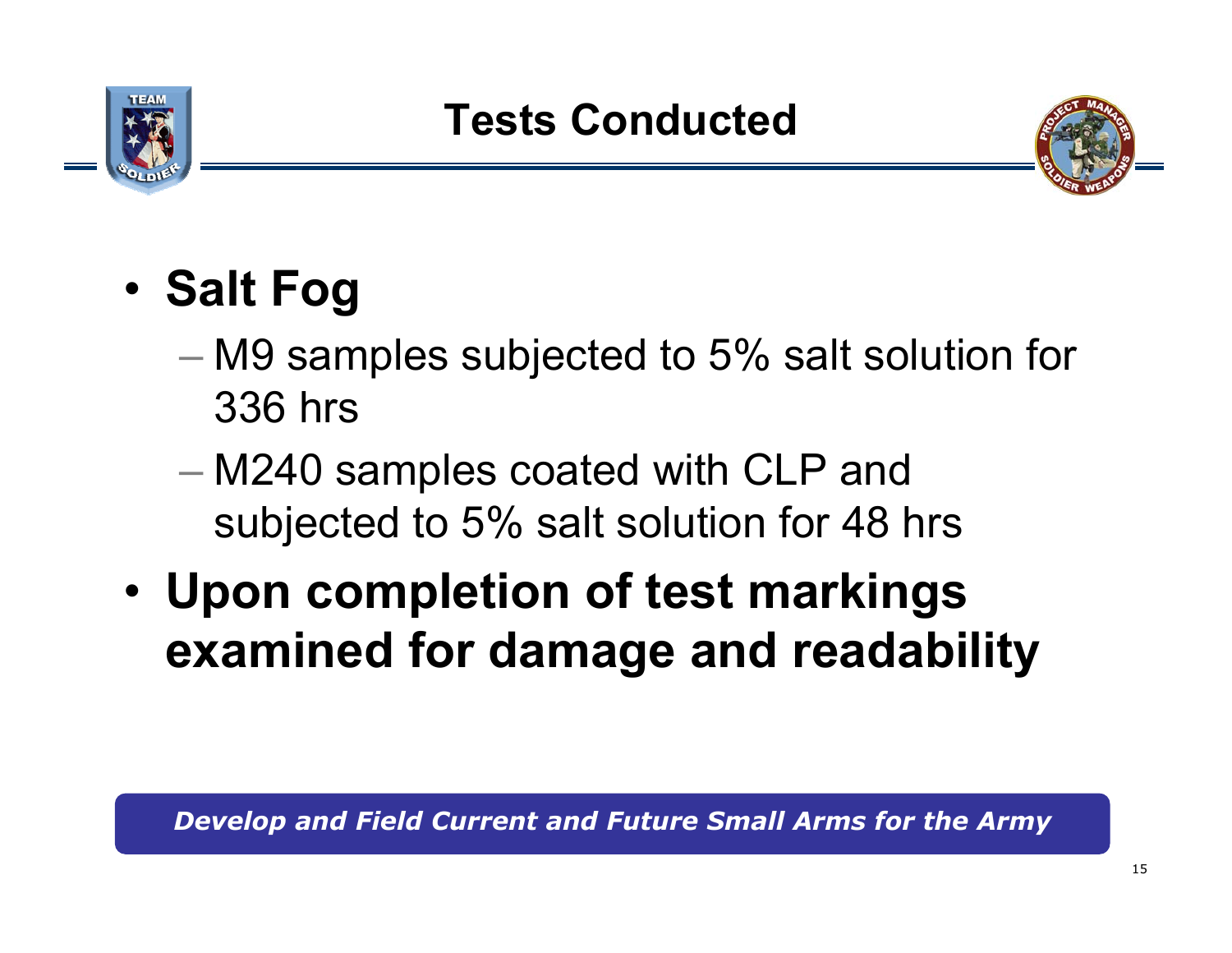# Tests Conducted

- **Salt Fog**
  - M9 samples subjected to 5% salt solution for 336 hrs
  - M240 samples coated with CLP and subjected to 5% salt solution for 48 hrs
- **Upon completion of test markings examined for damage and readability**

***Develop and Field Current and Future Small Arms for the Army***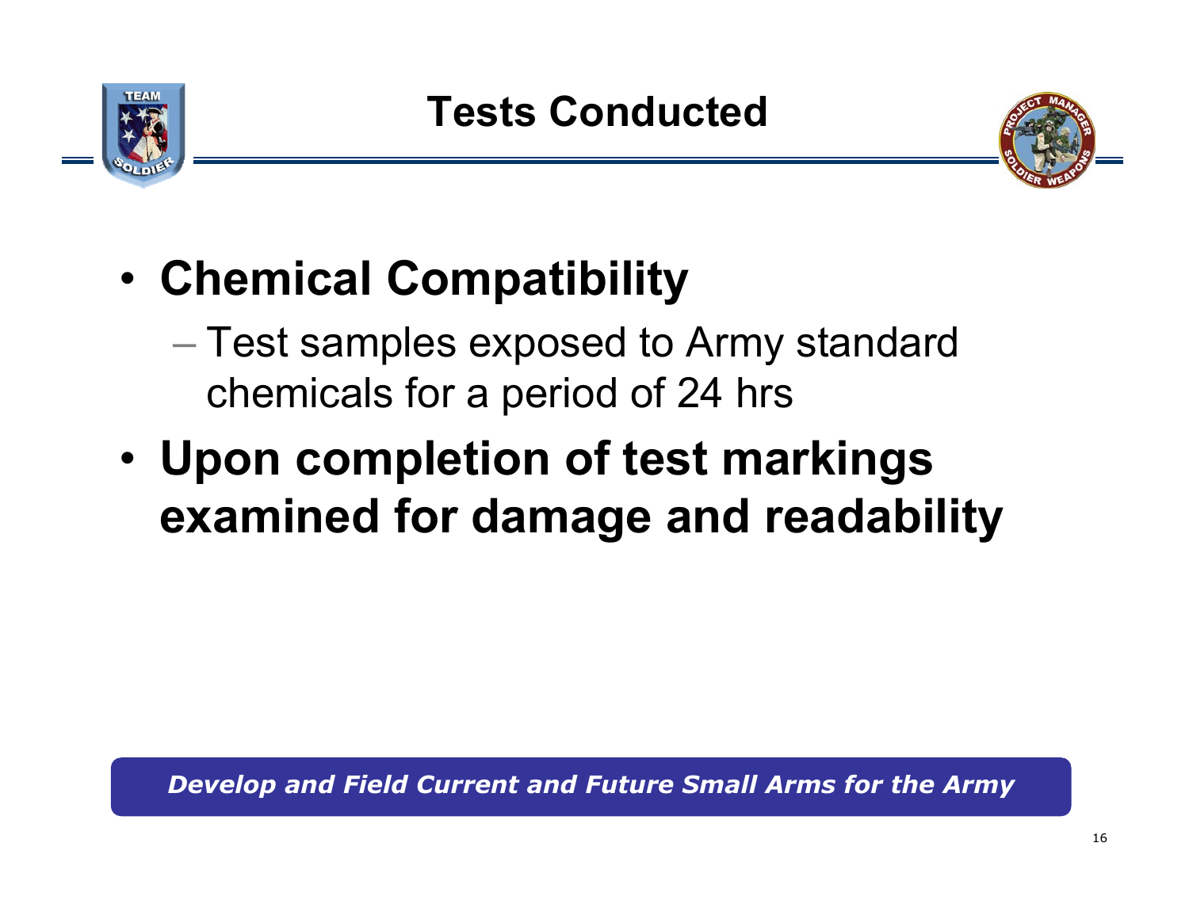# Tests Conducted

- **Chemical Compatibility**
  - Test samples exposed to Army standard chemicals for a period of 24 hrs
- **Upon completion of test markings examined for damage and readability**

*Develop and Field Current and Future Small Arms for the Army*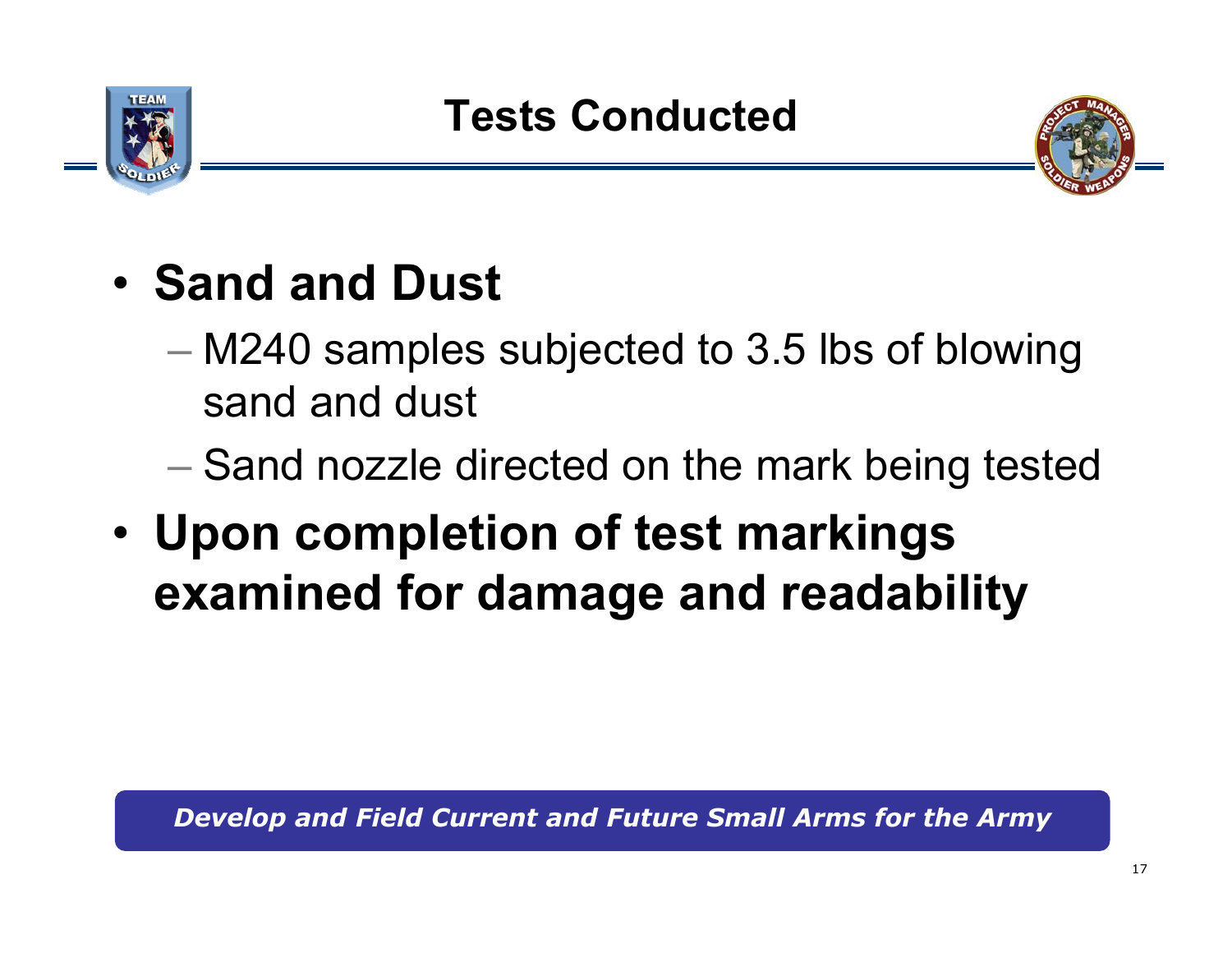# Tests Conducted

- **Sand and Dust**
  - M240 samples subjected to 3.5 lbs of blowing sand and dust
  - Sand nozzle directed on the mark being tested
- **Upon completion of test markings examined for damage and readability**

***Develop and Field Current and Future Small Arms for the Army***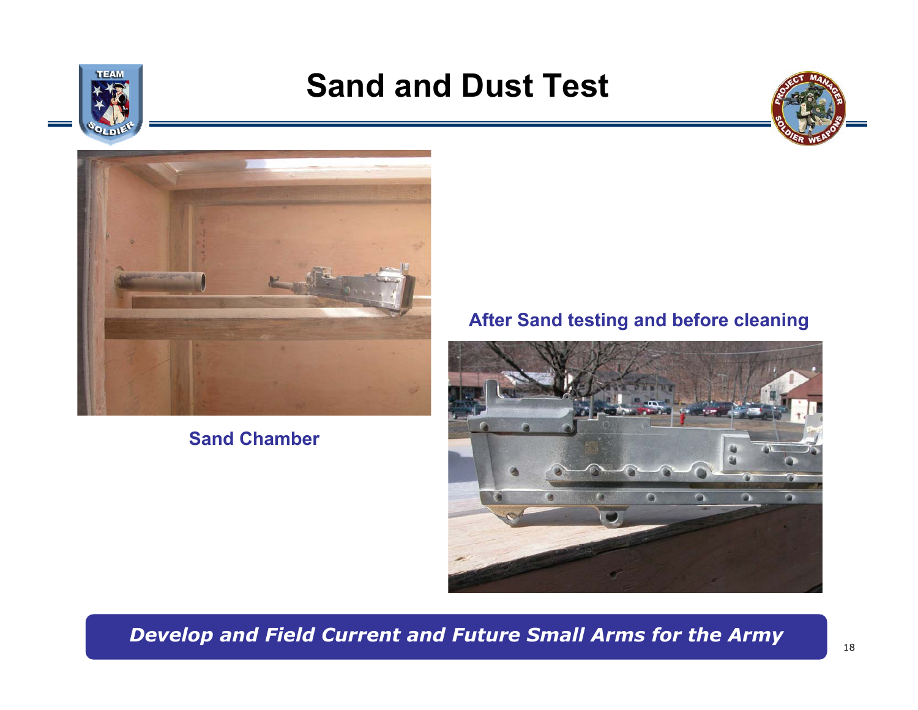# Sand and Dust Test

Sand Chamber

After Sand testing and before cleaning

*Develop and Field Current and Future Small Arms for the Army*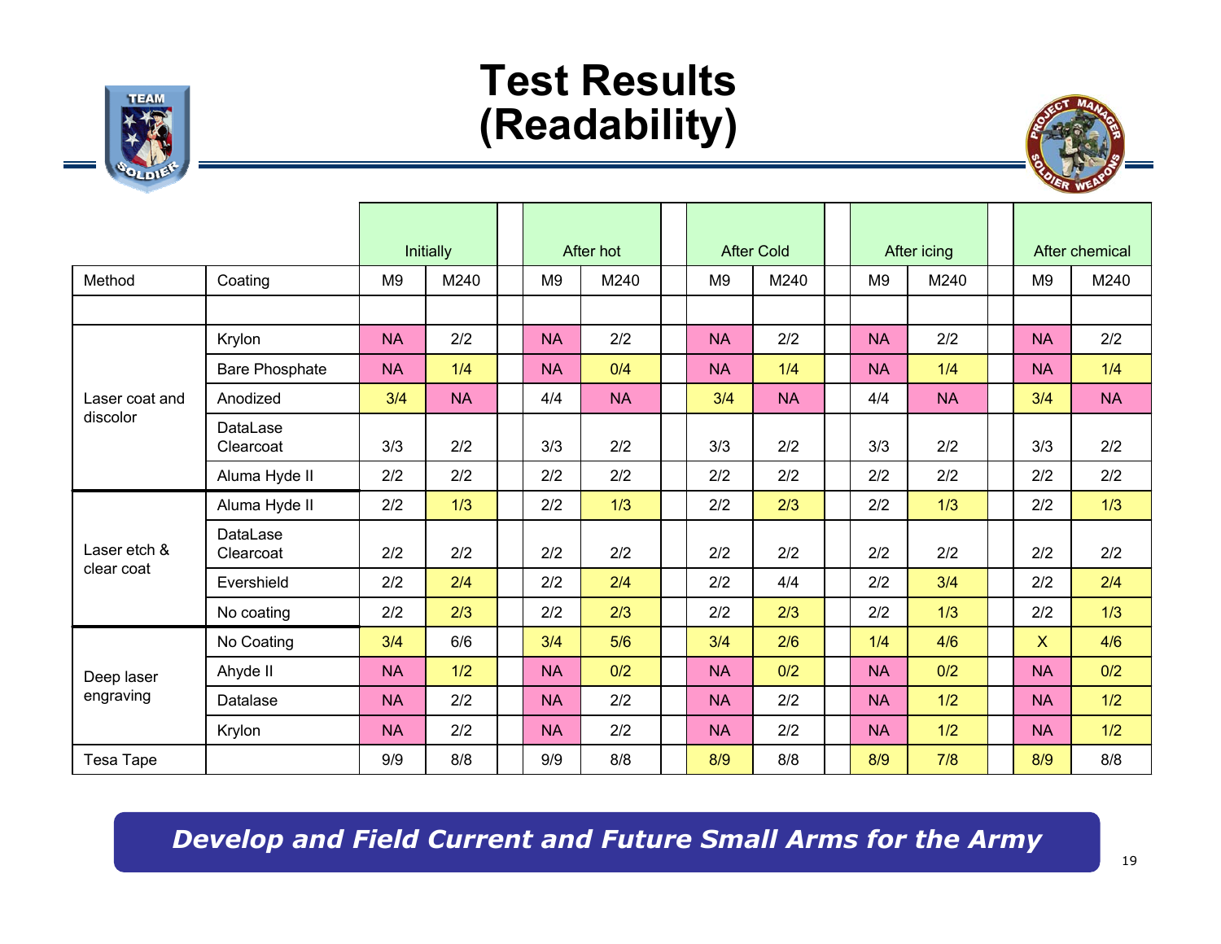# Test Results (Readability)

| Method | Coating | Initially | | After hot | | After Cold | | After icing | | After chemical | |
|---|---|---|---|---|---|---|---|---|---|---|---|
| | | M9 | M240 | M9 | M240 | M9 | M240 | M9 | M240 | M9 | M240 |
| Laser coat and discolor | Krylon | NA | 2/2 | NA | 2/2 | NA | 2/2 | NA | 2/2 | NA | 2/2 |
| | Bare Phosphate | NA | 1/4 | NA | 0/4 | NA | 1/4 | NA | 1/4 | NA | 1/4 |
| | Anodized | 3/4 | NA | 4/4 | NA | 3/4 | NA | 4/4 | NA | 3/4 | NA |
| | DataLase Clearcoat | 3/3 | 2/2 | 3/3 | 2/2 | 3/3 | 2/2 | 3/3 | 2/2 | 3/3 | 2/2 |
| | Aluma Hyde II | 2/2 | 2/2 | 2/2 | 2/2 | 2/2 | 2/2 | 2/2 | 2/2 | 2/2 | 2/2 |
| Laser etch & clear coat | Aluma Hyde II | 2/2 | 1/3 | 2/2 | 1/3 | 2/2 | 2/3 | 2/2 | 1/3 | 2/2 | 1/3 |
| | DataLase Clearcoat | 2/2 | 2/2 | 2/2 | 2/2 | 2/2 | 2/2 | 2/2 | 2/2 | 2/2 | 2/2 |
| | Evershield | 2/2 | 2/4 | 2/2 | 2/4 | 2/2 | 4/4 | 2/2 | 3/4 | 2/2 | 2/4 |
| | No coating | 2/2 | 2/3 | 2/2 | 2/3 | 2/2 | 2/3 | 2/2 | 1/3 | 2/2 | 1/3 |
| Deep laser engraving | No Coating | 3/4 | 6/6 | 3/4 | 5/6 | 3/4 | 2/6 | 1/4 | 4/6 | X | 4/6 |
| | Ahyde II | NA | 1/2 | NA | 0/2 | NA | 0/2 | NA | 0/2 | NA | 0/2 |
| | Datalase | NA | 2/2 | NA | 2/2 | NA | 2/2 | NA | 1/2 | NA | 1/2 |
| | Krylon | NA | 2/2 | NA | 2/2 | NA | 2/2 | NA | 1/2 | NA | 1/2 |
| Tesa Tape | | 9/9 | 8/8 | 9/9 | 8/8 | 8/9 | 8/8 | 8/9 | 7/8 | 8/9 | 8/8 |

*Develop and Field Current and Future Small Arms for the Army*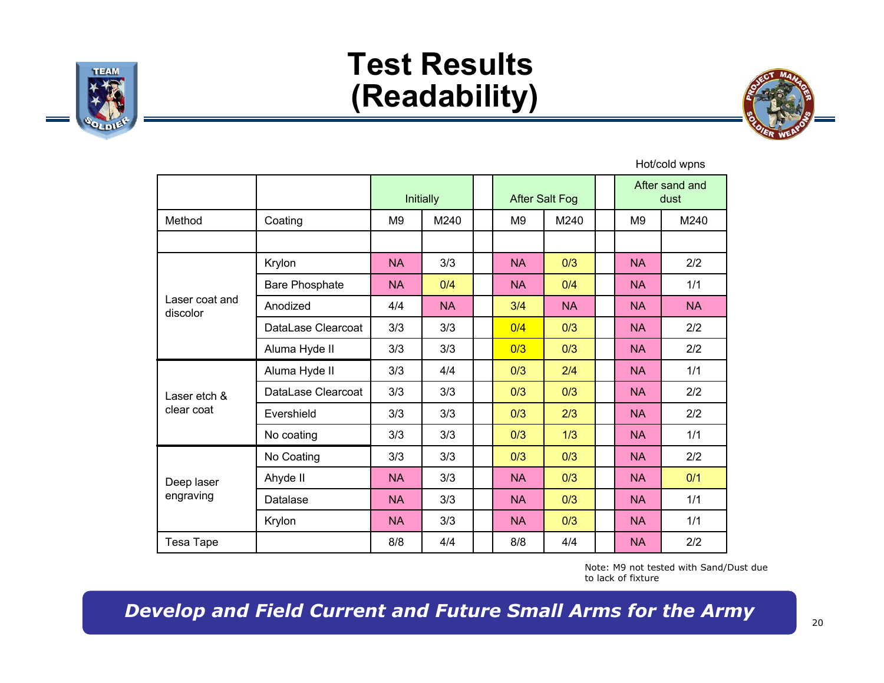# Test Results (Readability)

Hot/cold wpns

| | | Initially | | | After Salt Fog | | | After sand and dust | |
|---|---|---|---|---|---|---|---|---|---|
| Method | Coating | M9 | M240 | | M9 | M240 | | M9 | M240 |
| | | | | | | | | | |
| Laser coat and discolor | Krylon | NA | 3/3 | | NA | 0/3 | | NA | 2/2 |
| | Bare Phosphate | NA | 0/4 | | NA | 0/4 | | NA | 1/1 |
| | Anodized | 4/4 | NA | | 3/4 | NA | | NA | NA |
| | DataLase Clearcoat | 3/3 | 3/3 | | 0/4 | 0/3 | | NA | 2/2 |
| | Aluma Hyde II | 3/3 | 3/3 | | 0/3 | 0/3 | | NA | 2/2 |
| Laser etch & clear coat | Aluma Hyde II | 3/3 | 4/4 | | 0/3 | 2/4 | | NA | 1/1 |
| | DataLase Clearcoat | 3/3 | 3/3 | | 0/3 | 0/3 | | NA | 2/2 |
| | Evershield | 3/3 | 3/3 | | 0/3 | 2/3 | | NA | 2/2 |
| | No coating | 3/3 | 3/3 | | 0/3 | 1/3 | | NA | 1/1 |
| Deep laser engraving | No Coating | 3/3 | 3/3 | | 0/3 | 0/3 | | NA | 2/2 |
| | Ahyde II | NA | 3/3 | | NA | 0/3 | | NA | 0/1 |
| | Datalase | NA | 3/3 | | NA | 0/3 | | NA | 1/1 |
| | Krylon | NA | 3/3 | | NA | 0/3 | | NA | 1/1 |
| Tesa Tape | | 8/8 | 4/4 | | 8/8 | 4/4 | | NA | 2/2 |

Note: M9 not tested with Sand/Dust due to lack of fixture

*Develop and Field Current and Future Small Arms for the Army*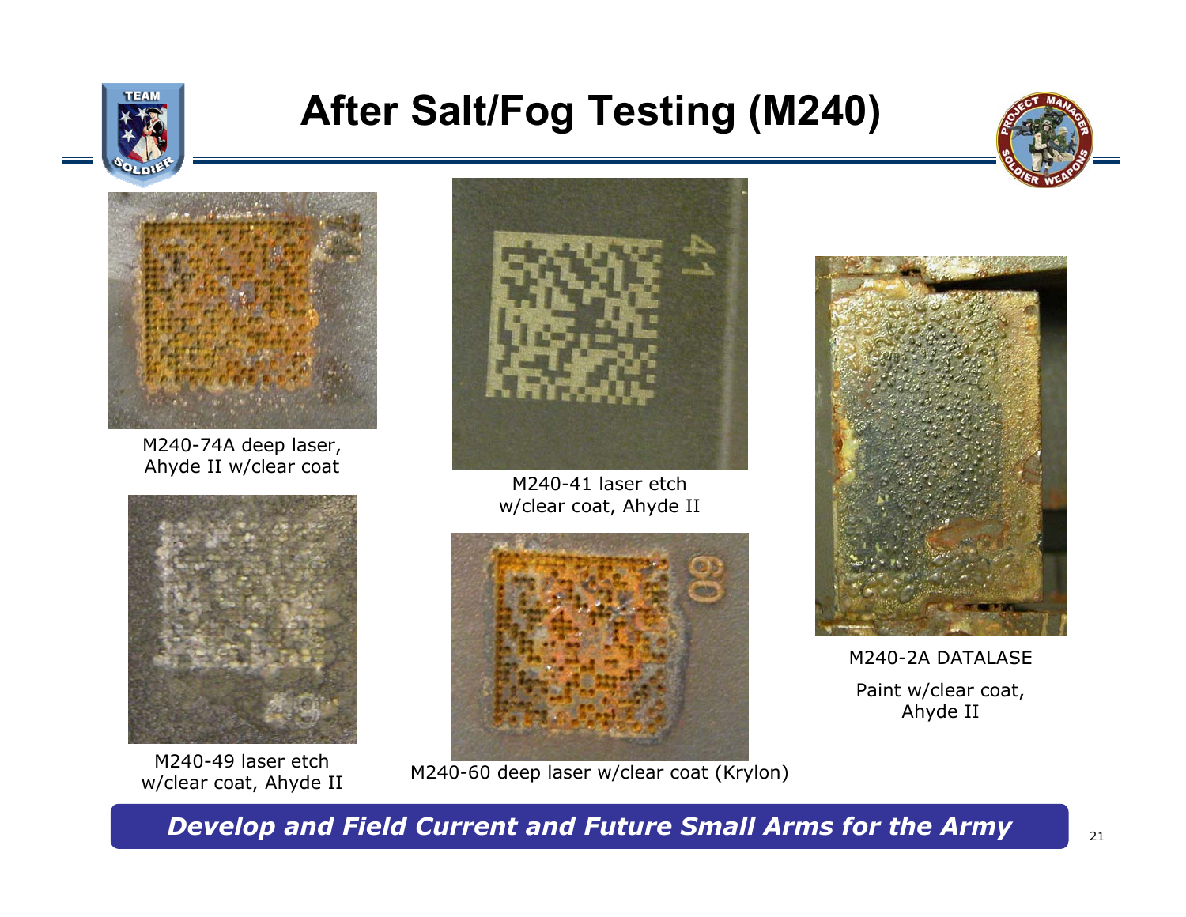# After Salt/Fog Testing (M240)

M240-74A deep laser, Ahyde II w/clear coat

M240-41 laser etch w/clear coat, Ahyde II

M240-2A DATALASE

Paint w/clear coat, Ahyde II

M240-49 laser etch w/clear coat, Ahyde II

M240-60 deep laser w/clear coat (Krylon)

*Develop and Field Current and Future Small Arms for the Army*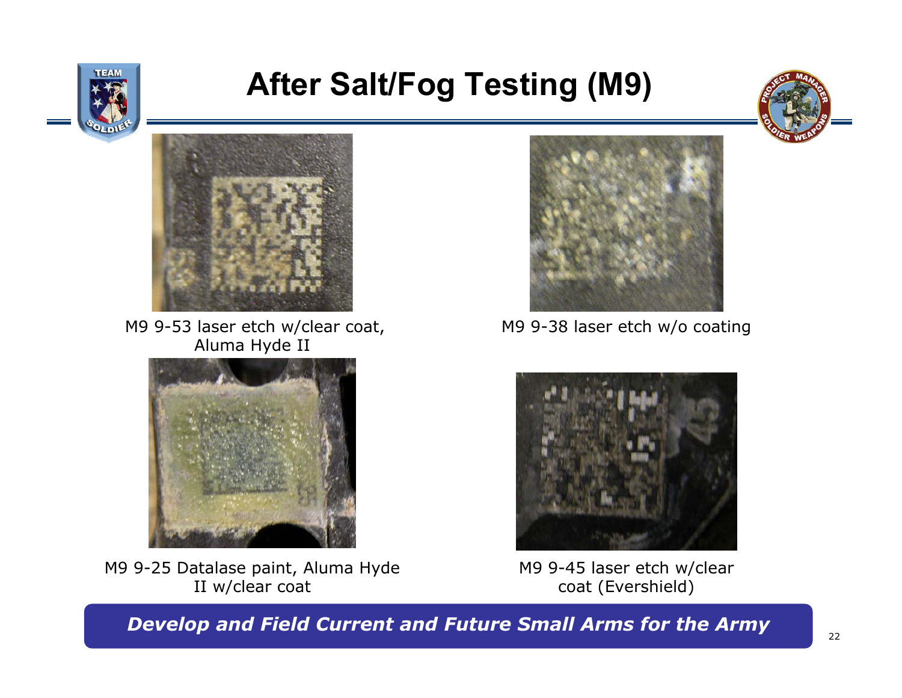# After Salt/Fog Testing (M9)

M9 9-53 laser etch w/clear coat, Aluma Hyde II

M9 9-38 laser etch w/o coating

M9 9-25 Datalase paint, Aluma Hyde II w/clear coat

M9 9-45 laser etch w/clear coat (Evershield)

*Develop and Field Current and Future Small Arms for the Army*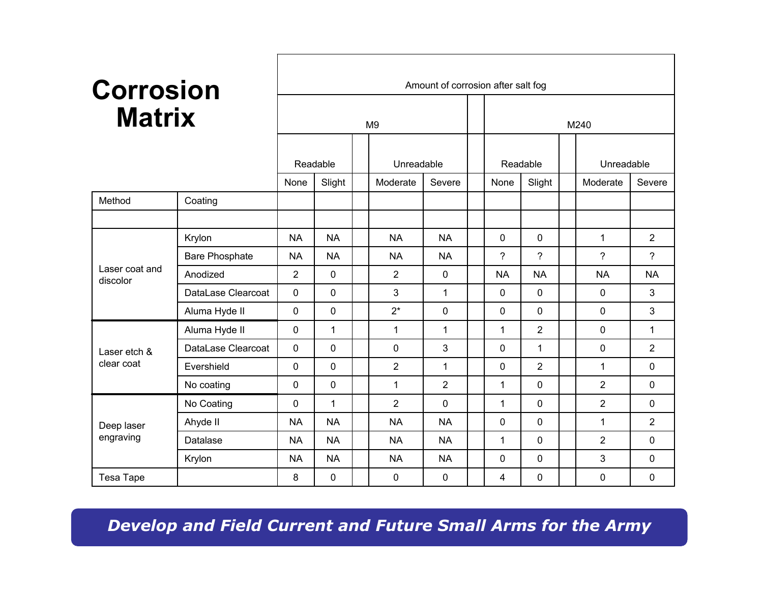# Corrosion Matrix

| Method | Coating | Amount of corrosion after salt fog | | | | | | | |
|---|---|---|---|---|---|---|---|---|---|
| | | M9 | | | | M240 | | | |
| | | Readable | | Unreadable | | Readable | | Unreadable | |
| | | None | Slight | Moderate | Severe | None | Slight | Moderate | Severe |
| Laser coat and discolor | Krylon | NA | NA | NA | NA | 0 | 0 | 1 | 2 |
| | Bare Phosphate | NA | NA | NA | NA | ? | ? | ? | ? |
| | Anodized | 2 | 0 | 2 | 0 | NA | NA | NA | NA |
| | DataLase Clearcoat | 0 | 0 | 3 | 1 | 0 | 0 | 0 | 3 |
| | Aluma Hyde II | 0 | 0 | 2* | 0 | 0 | 0 | 0 | 3 |
| Laser etch & clear coat | Aluma Hyde II | 0 | 1 | 1 | 1 | 1 | 2 | 0 | 1 |
| | DataLase Clearcoat | 0 | 0 | 0 | 3 | 0 | 1 | 0 | 2 |
| | Evershield | 0 | 0 | 2 | 1 | 0 | 2 | 1 | 0 |
| | No coating | 0 | 0 | 1 | 2 | 1 | 0 | 2 | 0 |
| Deep laser engraving | No Coating | 0 | 1 | 2 | 0 | 1 | 0 | 2 | 0 |
| | Ahyde II | NA | NA | NA | NA | 0 | 0 | 1 | 2 |
| | Datalase | NA | NA | NA | NA | 1 | 0 | 2 | 0 |
| | Krylon | NA | NA | NA | NA | 0 | 0 | 3 | 0 |
| Tesa Tape | | 8 | 0 | 0 | 0 | 4 | 0 | 0 | 0 |

***Develop and Field Current and Future Small Arms for the Army***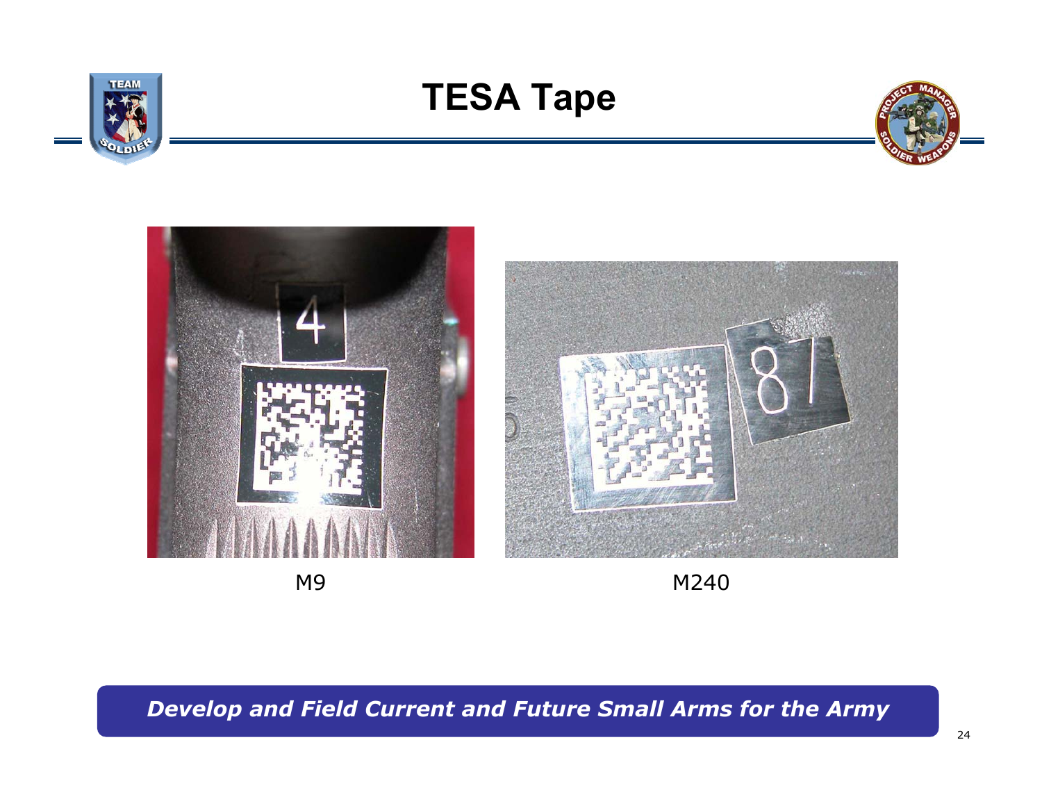# TESA Tape

M9

M240

*Develop and Field Current and Future Small Arms for the Army*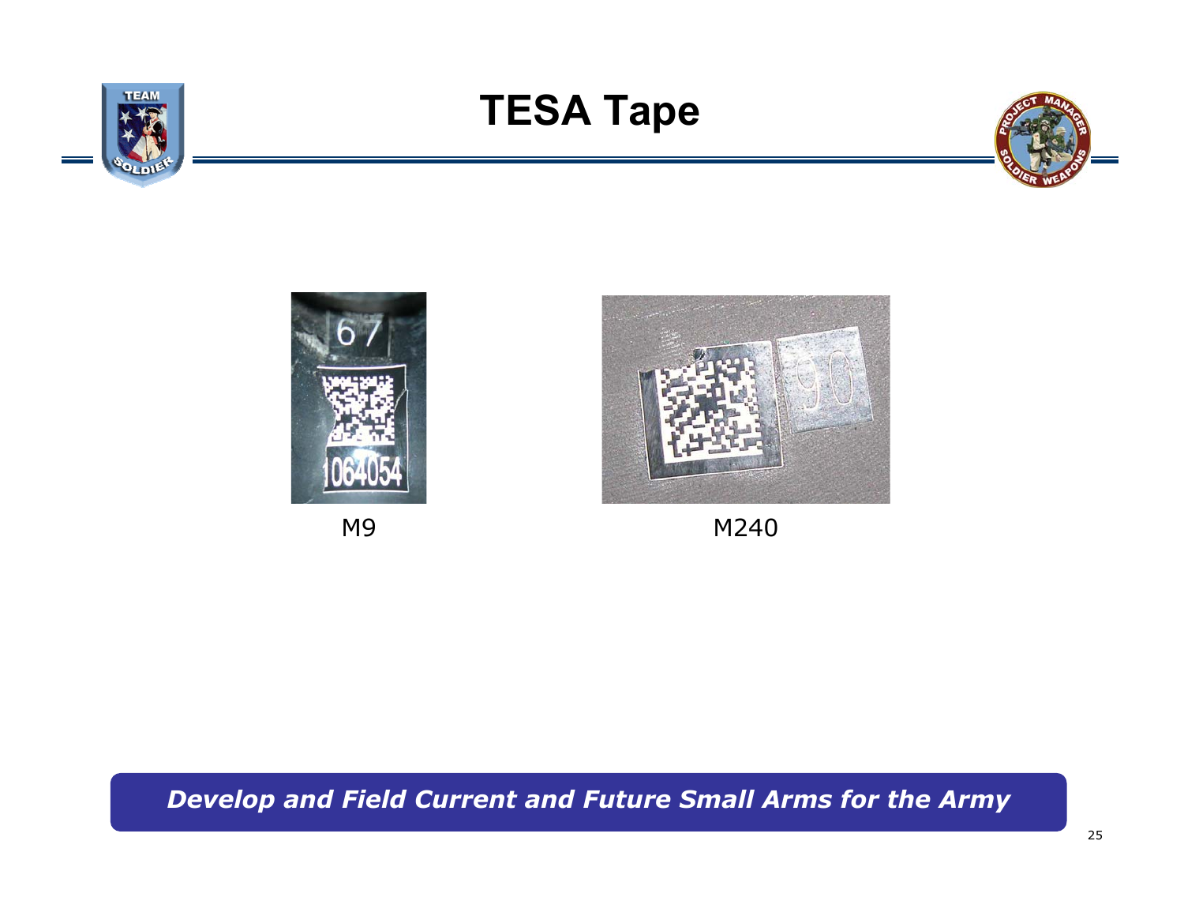# TESA Tape

M9

M240

*Develop and Field Current and Future Small Arms for the Army*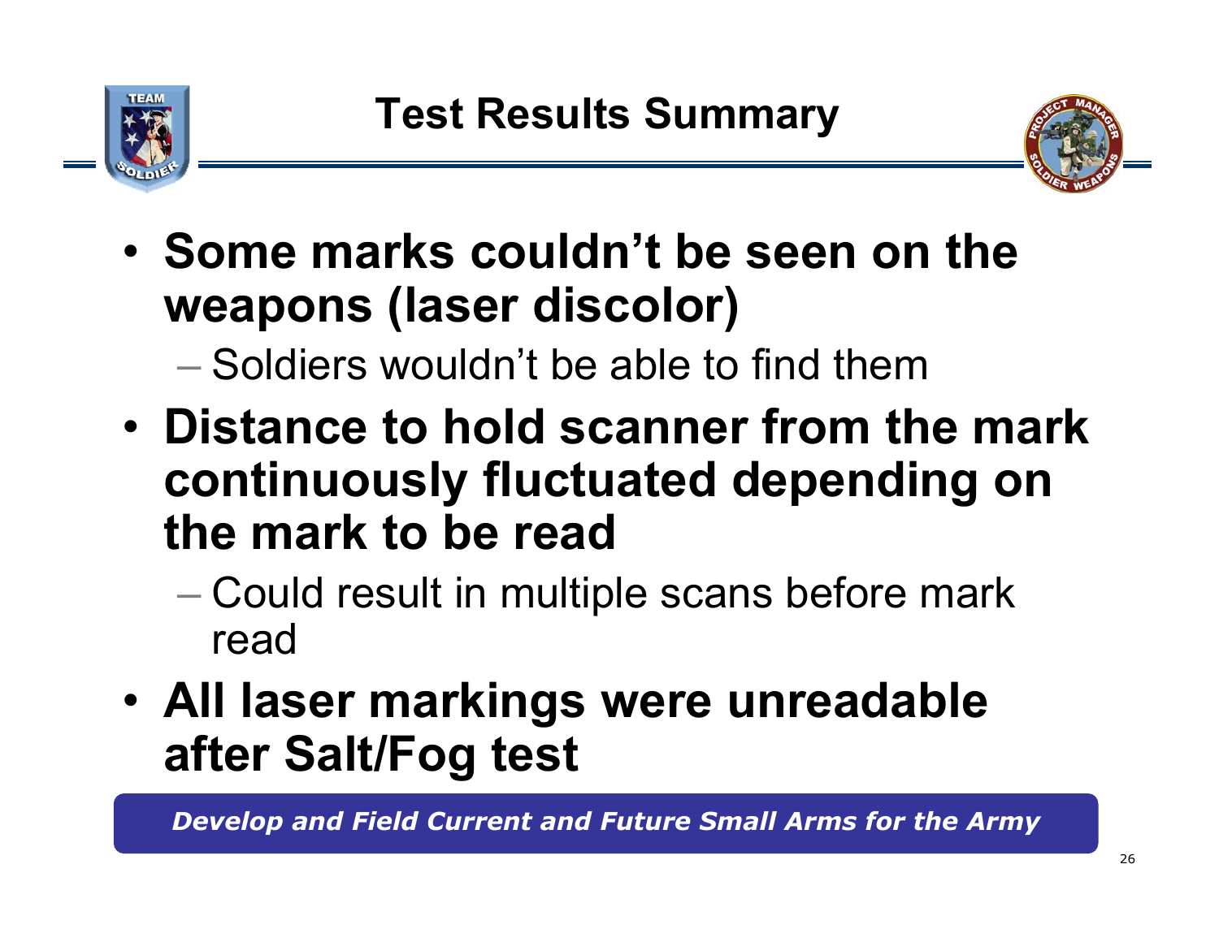# Test Results Summary

- **Some marks couldn't be seen on the weapons (laser discolor)**
  - Soldiers wouldn't be able to find them
- **Distance to hold scanner from the mark continuously fluctuated depending on the mark to be read**
  - Could result in multiple scans before mark read
- **All laser markings were unreadable after Salt/Fog test**

*Develop and Field Current and Future Small Arms for the Army*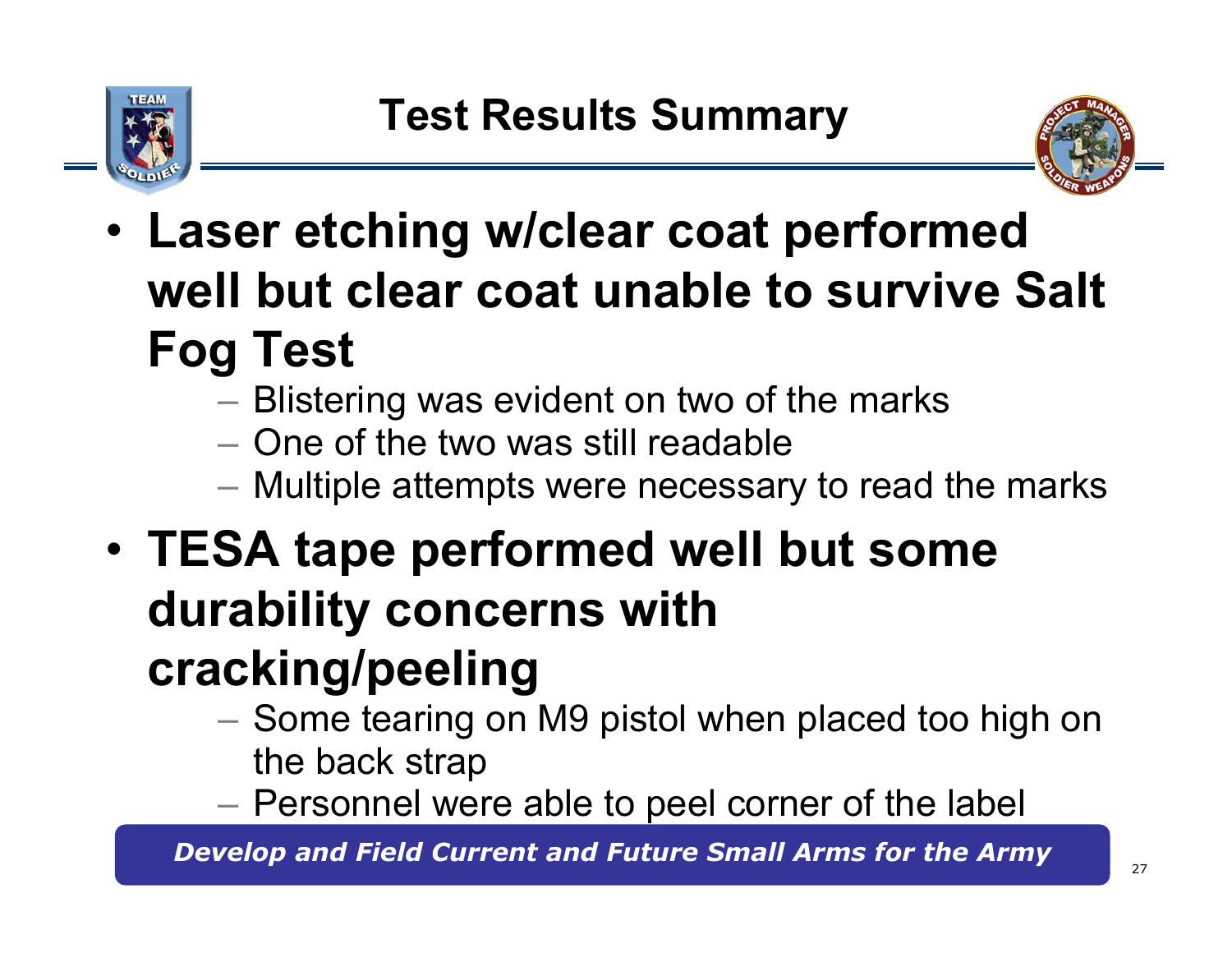# Test Results Summary

- **Laser etching w/clear coat performed well but clear coat unable to survive Salt Fog Test**
  - Blistering was evident on two of the marks
  - One of the two was still readable
  - Multiple attempts were necessary to read the marks
- **TESA tape performed well but some durability concerns with cracking/peeling**
  - Some tearing on M9 pistol when placed too high on the back strap
  - Personnel were able to peel corner of the label

*Develop and Field Current and Future Small Arms for the Army*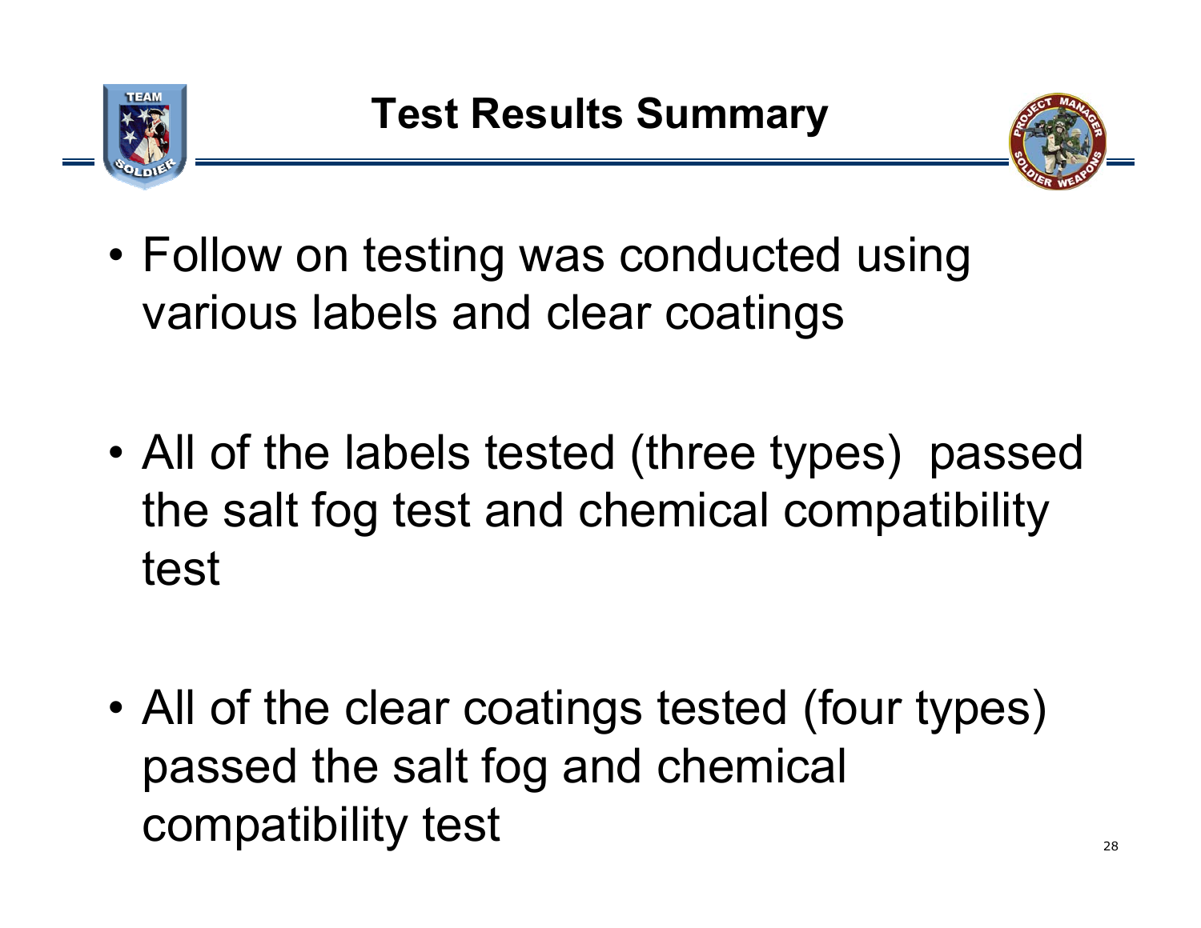# Test Results Summary

- Follow on testing was conducted using various labels and clear coatings
- All of the labels tested (three types) passed the salt fog test and chemical compatibility test
- All of the clear coatings tested (four types) passed the salt fog and chemical compatibility test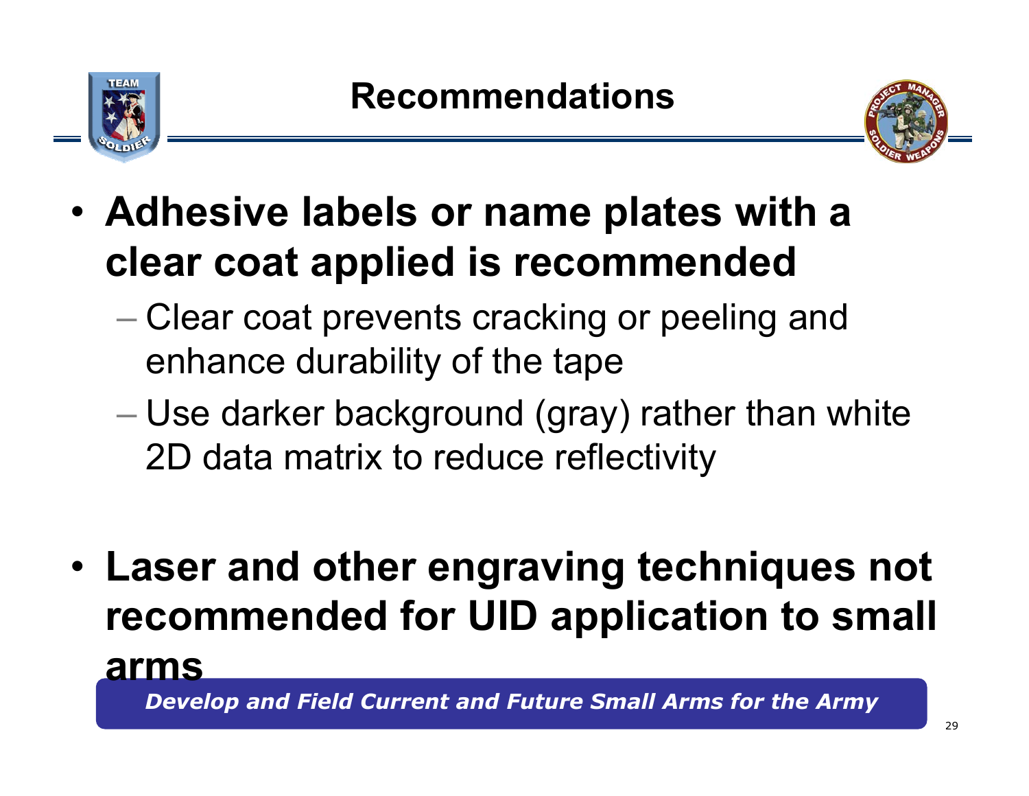# Recommendations

- **Adhesive labels or name plates with a clear coat applied is recommended**
  - Clear coat prevents cracking or peeling and enhance durability of the tape
  - Use darker background (gray) rather than white 2D data matrix to reduce reflectivity

- **Laser and other engraving techniques not recommended for UID application to small arms**

*Develop and Field Current and Future Small Arms for the Army*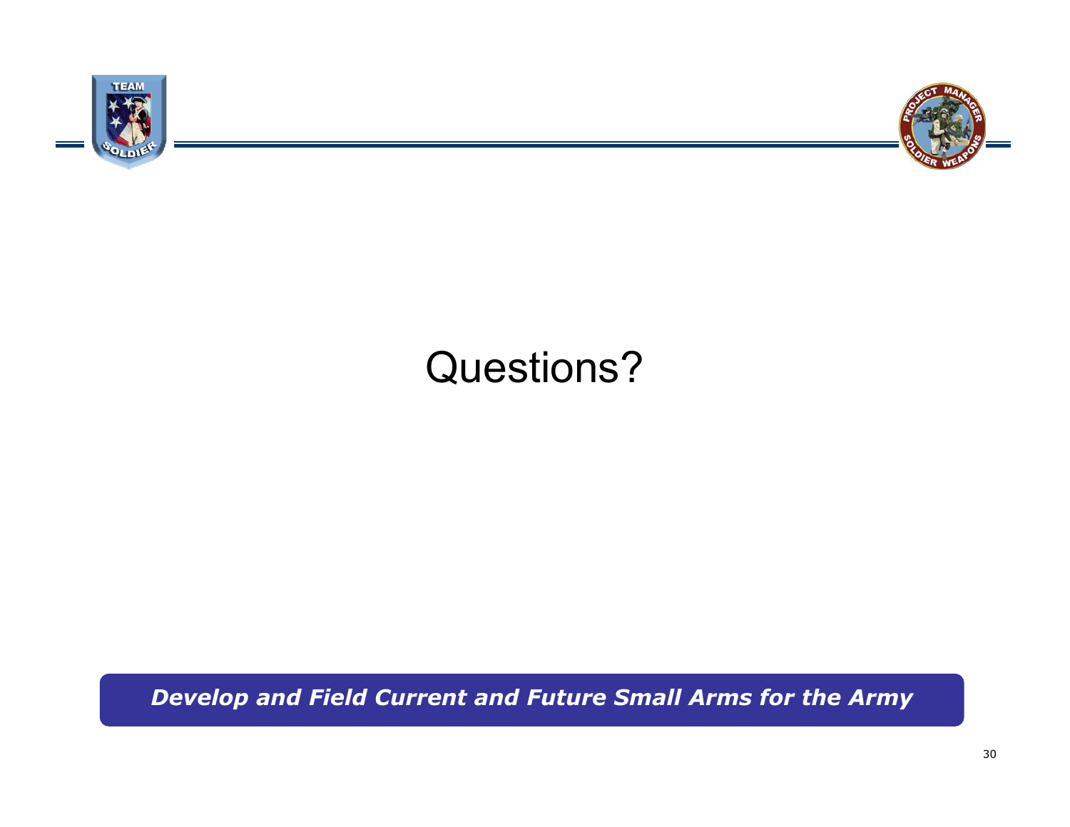# Questions?

***Develop and Field Current and Future Small Arms for the Army***